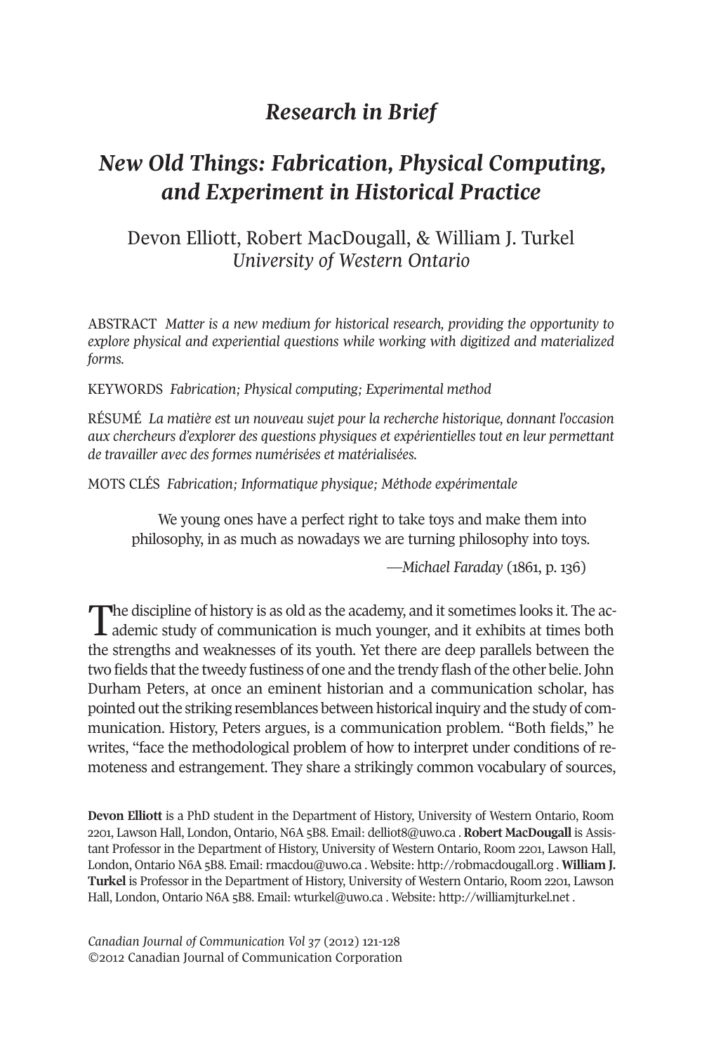# *Research in Brief*

# *New Old Things: Fabrication, Physical Computing, and Experiment in Historical Practice*

Devon Elliott, Robert MacDougall, & William J. Turkel
*University of Western Ontario*

ABSTRACT *Matter is a new medium for historical research, providing the opportunity to explore physical and experiential questions while working with digitized and materialized forms.*

KEYWORDS *Fabrication; Physical computing; Experimental method*

RÉSUMÉ *La matière est un nouveau sujet pour la recherche historique, donnant l'occasion aux chercheurs d'explorer des questions physiques et expérientielles tout en leur permettant de travailler avec des formes numérisées et matérialisées.*

MOTS CLÉS *Fabrication; Informatique physique; Méthode expérimentale*

> We young ones have a perfect right to take toys and make them into philosophy, in as much as nowadays we are turning philosophy into toys.
>
> —*Michael Faraday* (1861, p. 136)

The discipline of history is as old as the academy, and it sometimes looks it. The academic study of communication is much younger, and it exhibits at times both the strengths and weaknesses of its youth. Yet there are deep parallels between the two fields that the tweedy fustiness of one and the trendy flash of the other belie. John Durham Peters, at once an eminent historian and a communication scholar, has pointed out the striking resemblances between historical inquiry and the study of communication. History, Peters argues, is a communication problem. "Both fields," he writes, "face the methodological problem of how to interpret under conditions of remoteness and estrangement. They share a strikingly common vocabulary of sources,

**Devon Elliott** is a PhD student in the Department of History, University of Western Ontario, Room 2201, Lawson Hall, London, Ontario, N6A 5B8. Email: delliot8@uwo.ca . **Robert MacDougall** is Assistant Professor in the Department of History, University of Western Ontario, Room 2201, Lawson Hall, London, Ontario N6A 5B8. Email: rmacdou@uwo.ca . Website: http://robmacdougall.org . **William J. Turkel** is Professor in the Department of History, University of Western Ontario, Room 2201, Lawson Hall, London, Ontario N6A 5B8. Email: wturkel@uwo.ca . Website: http://williamjturkel.net .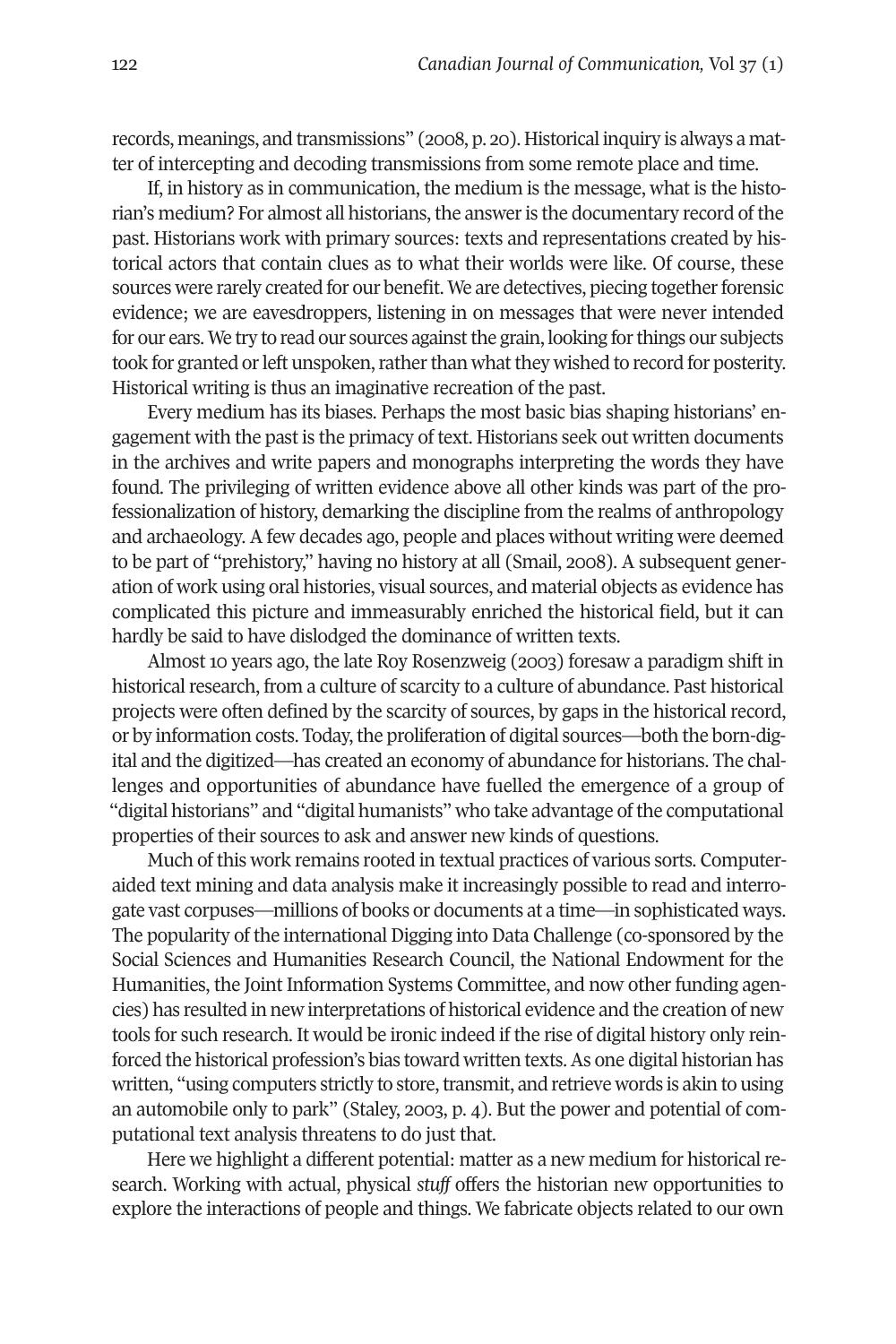records, meanings, and transmissions" (2008, p. 20). Historical inquiry is always a matter of intercepting and decoding transmissions from some remote place and time.

If, in history as in communication, the medium is the message, what is the historian's medium? For almost all historians, the answer is the documentary record of the past. Historians work with primary sources: texts and representations created by historical actors that contain clues as to what their worlds were like. Of course, these sources were rarely created for our benefit. We are detectives, piecing together forensic evidence; we are eavesdroppers, listening in on messages that were never intended for our ears. We try to read our sources against the grain, looking for things our subjects took for granted or left unspoken, rather than what they wished to record for posterity. Historical writing is thus an imaginative recreation of the past.

Every medium has its biases. Perhaps the most basic bias shaping historians' engagement with the past is the primacy of text. Historians seek out written documents in the archives and write papers and monographs interpreting the words they have found. The privileging of written evidence above all other kinds was part of the professionalization of history, demarking the discipline from the realms of anthropology and archaeology. A few decades ago, people and places without writing were deemed to be part of "prehistory," having no history at all (Smail, 2008). A subsequent generation of work using oral histories, visual sources, and material objects as evidence has complicated this picture and immeasurably enriched the historical field, but it can hardly be said to have dislodged the dominance of written texts.

Almost 10 years ago, the late Roy Rosenzweig (2003) foresaw a paradigm shift in historical research, from a culture of scarcity to a culture of abundance. Past historical projects were often defined by the scarcity of sources, by gaps in the historical record, or by information costs. Today, the proliferation of digital sources—both the born-digital and the digitized—has created an economy of abundance for historians. The challenges and opportunities of abundance have fuelled the emergence of a group of "digital historians" and "digital humanists" who take advantage of the computational properties of their sources to ask and answer new kinds of questions.

Much of this work remains rooted in textual practices of various sorts. Computer-aided text mining and data analysis make it increasingly possible to read and interrogate vast corpuses—millions of books or documents at a time—in sophisticated ways. The popularity of the international Digging into Data Challenge (co-sponsored by the Social Sciences and Humanities Research Council, the National Endowment for the Humanities, the Joint Information Systems Committee, and now other funding agencies) has resulted in new interpretations of historical evidence and the creation of new tools for such research. It would be ironic indeed if the rise of digital history only reinforced the historical profession's bias toward written texts. As one digital historian has written, "using computers strictly to store, transmit, and retrieve words is akin to using an automobile only to park" (Staley, 2003, p. 4). But the power and potential of computational text analysis threatens to do just that.

Here we highlight a different potential: matter as a new medium for historical research. Working with actual, physical *stuff* offers the historian new opportunities to explore the interactions of people and things. We fabricate objects related to our own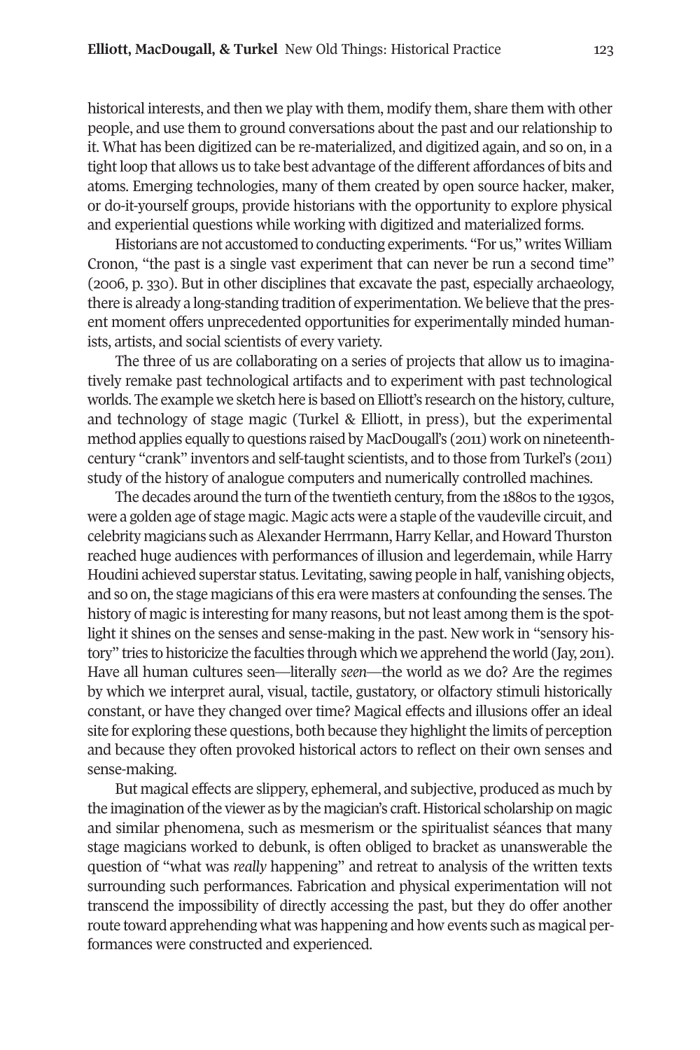historical interests, and then we play with them, modify them, share them with other people, and use them to ground conversations about the past and our relationship to it. What has been digitized can be re-materialized, and digitized again, and so on, in a tight loop that allows us to take best advantage of the different affordances of bits and atoms. Emerging technologies, many of them created by open source hacker, maker, or do-it-yourself groups, provide historians with the opportunity to explore physical and experiential questions while working with digitized and materialized forms.

Historians are not accustomed to conducting experiments. "For us," writes William Cronon, "the past is a single vast experiment that can never be run a second time" (2006, p. 330). But in other disciplines that excavate the past, especially archaeology, there is already a long-standing tradition of experimentation. We believe that the present moment offers unprecedented opportunities for experimentally minded humanists, artists, and social scientists of every variety.

The three of us are collaborating on a series of projects that allow us to imaginatively remake past technological artifacts and to experiment with past technological worlds. The example we sketch here is based on Elliott's research on the history, culture, and technology of stage magic (Turkel & Elliott, in press), but the experimental method applies equally to questions raised by MacDougall's (2011) work on nineteenth-century "crank" inventors and self-taught scientists, and to those from Turkel's (2011) study of the history of analogue computers and numerically controlled machines.

The decades around the turn of the twentieth century, from the 1880s to the 1930s, were a golden age of stage magic. Magic acts were a staple of the vaudeville circuit, and celebrity magicians such as Alexander Herrmann, Harry Kellar, and Howard Thurston reached huge audiences with performances of illusion and legerdemain, while Harry Houdini achieved superstar status. Levitating, sawing people in half, vanishing objects, and so on, the stage magicians of this era were masters at confounding the senses. The history of magic is interesting for many reasons, but not least among them is the spotlight it shines on the senses and sense-making in the past. New work in "sensory history" tries to historicize the faculties through which we apprehend the world (Jay, 2011). Have all human cultures seen—literally *seen*—the world as we do? Are the regimes by which we interpret aural, visual, tactile, gustatory, or olfactory stimuli historically constant, or have they changed over time? Magical effects and illusions offer an ideal site for exploring these questions, both because they highlight the limits of perception and because they often provoked historical actors to reflect on their own senses and sense-making.

But magical effects are slippery, ephemeral, and subjective, produced as much by the imagination of the viewer as by the magician's craft. Historical scholarship on magic and similar phenomena, such as mesmerism or the spiritualist séances that many stage magicians worked to debunk, is often obliged to bracket as unanswerable the question of "what was *really* happening" and retreat to analysis of the written texts surrounding such performances. Fabrication and physical experimentation will not transcend the impossibility of directly accessing the past, but they do offer another route toward apprehending what was happening and how events such as magical performances were constructed and experienced.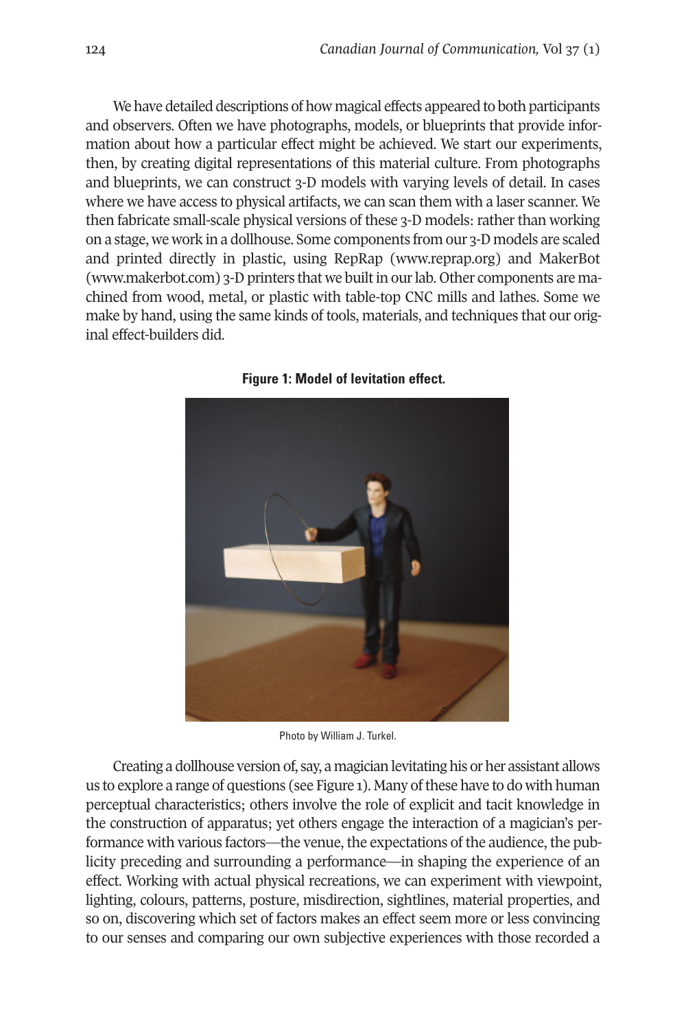We have detailed descriptions of how magical effects appeared to both participants and observers. Often we have photographs, models, or blueprints that provide information about how a particular effect might be achieved. We start our experiments, then, by creating digital representations of this material culture. From photographs and blueprints, we can construct 3-D models with varying levels of detail. In cases where we have access to physical artifacts, we can scan them with a laser scanner. We then fabricate small-scale physical versions of these 3-D models: rather than working on a stage, we work in a dollhouse. Some components from our 3-D models are scaled and printed directly in plastic, using RepRap (www.reprap.org) and MakerBot (www.makerbot.com) 3-D printers that we built in our lab. Other components are machined from wood, metal, or plastic with table-top CNC mills and lathes. Some we make by hand, using the same kinds of tools, materials, and techniques that our original effect-builders did.

**Figure 1: Model of levitation effect.**

Photo by William J. Turkel.

Creating a dollhouse version of, say, a magician levitating his or her assistant allows us to explore a range of questions (see Figure 1). Many of these have to do with human perceptual characteristics; others involve the role of explicit and tacit knowledge in the construction of apparatus; yet others engage the interaction of a magician's performance with various factors—the venue, the expectations of the audience, the publicity preceding and surrounding a performance—in shaping the experience of an effect. Working with actual physical recreations, we can experiment with viewpoint, lighting, colours, patterns, posture, misdirection, sightlines, material properties, and so on, discovering which set of factors makes an effect seem more or less convincing to our senses and comparing our own subjective experiences with those recorded a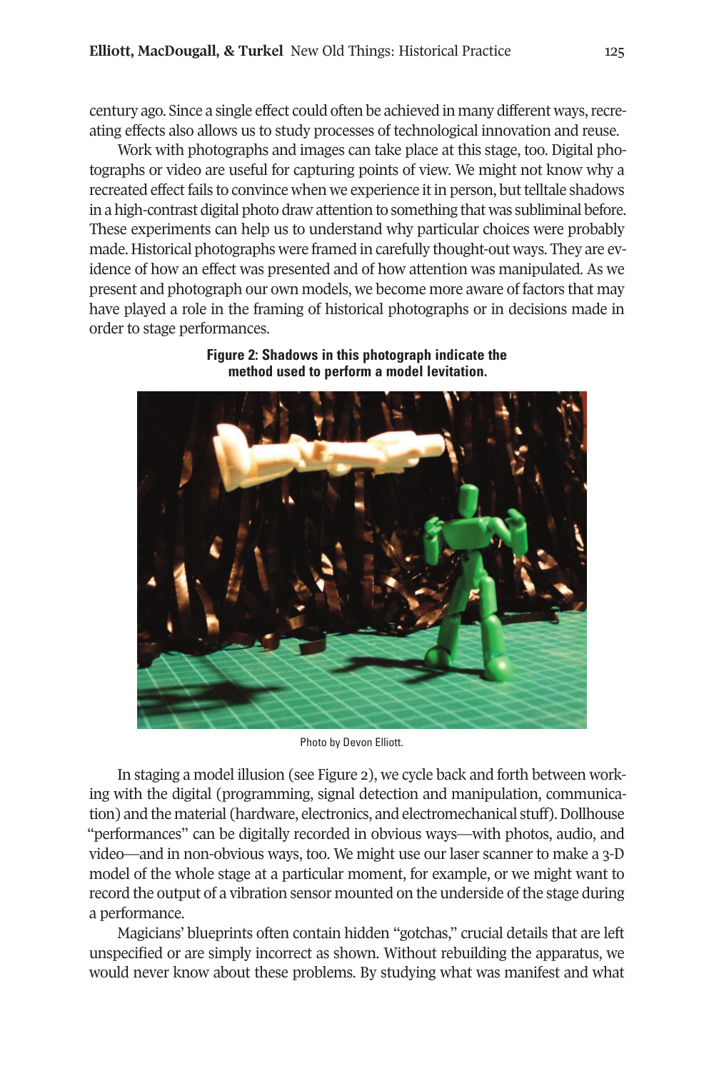century ago. Since a single effect could often be achieved in many different ways, recreating effects also allows us to study processes of technological innovation and reuse.

Work with photographs and images can take place at this stage, too. Digital photographs or video are useful for capturing points of view. We might not know why a recreated effect fails to convince when we experience it in person, but telltale shadows in a high-contrast digital photo draw attention to something that was subliminal before. These experiments can help us to understand why particular choices were probably made. Historical photographs were framed in carefully thought-out ways. They are evidence of how an effect was presented and of how attention was manipulated. As we present and photograph our own models, we become more aware of factors that may have played a role in the framing of historical photographs or in decisions made in order to stage performances.

**Figure 2: Shadows in this photograph indicate the method used to perform a model levitation.**

Photo by Devon Elliott.

In staging a model illusion (see Figure 2), we cycle back and forth between working with the digital (programming, signal detection and manipulation, communication) and the material (hardware, electronics, and electromechanical stuff). Dollhouse "performances" can be digitally recorded in obvious ways—with photos, audio, and video—and in non-obvious ways, too. We might use our laser scanner to make a 3-D model of the whole stage at a particular moment, for example, or we might want to record the output of a vibration sensor mounted on the underside of the stage during a performance.

Magicians' blueprints often contain hidden "gotchas," crucial details that are left unspecified or are simply incorrect as shown. Without rebuilding the apparatus, we would never know about these problems. By studying what was manifest and what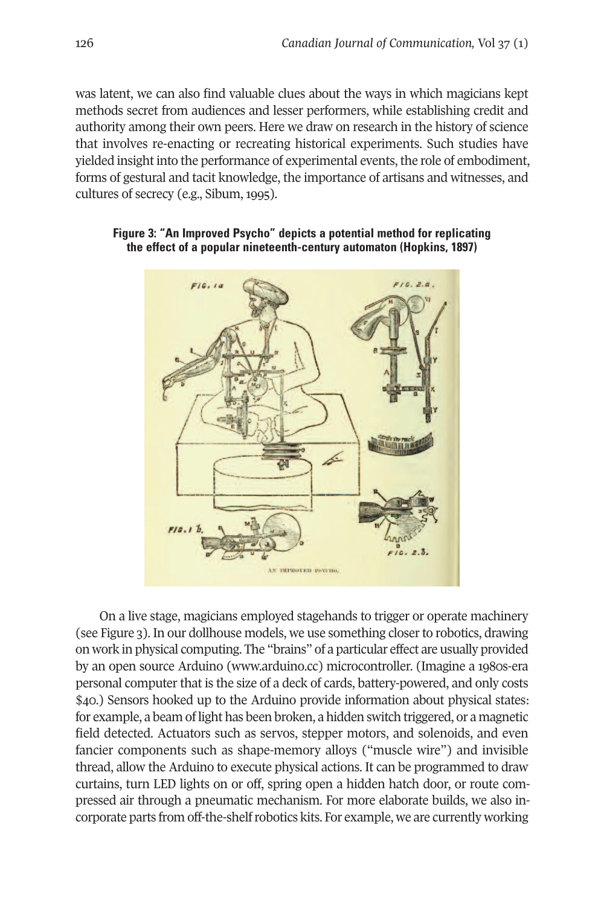was latent, we can also find valuable clues about the ways in which magicians kept methods secret from audiences and lesser performers, while establishing credit and authority among their own peers. Here we draw on research in the history of science that involves re-enacting or recreating historical experiments. Such studies have yielded insight into the performance of experimental events, the role of embodiment, forms of gestural and tacit knowledge, the importance of artisans and witnesses, and cultures of secrecy (e.g., Sibum, 1995).

**Figure 3: "An Improved Psycho" depicts a potential method for replicating the effect of a popular nineteenth-century automaton (Hopkins, 1897)**

On a live stage, magicians employed stagehands to trigger or operate machinery (see Figure 3). In our dollhouse models, we use something closer to robotics, drawing on work in physical computing. The "brains" of a particular effect are usually provided by an open source Arduino (www.arduino.cc) microcontroller. (Imagine a 1980s-era personal computer that is the size of a deck of cards, battery-powered, and only costs $40.) Sensors hooked up to the Arduino provide information about physical states: for example, a beam of light has been broken, a hidden switch triggered, or a magnetic field detected. Actuators such as servos, stepper motors, and solenoids, and even fancier components such as shape-memory alloys ("muscle wire") and invisible thread, allow the Arduino to execute physical actions. It can be programmed to draw curtains, turn LED lights on or off, spring open a hidden hatch door, or route compressed air through a pneumatic mechanism. For more elaborate builds, we also incorporate parts from off-the-shelf robotics kits. For example, we are currently working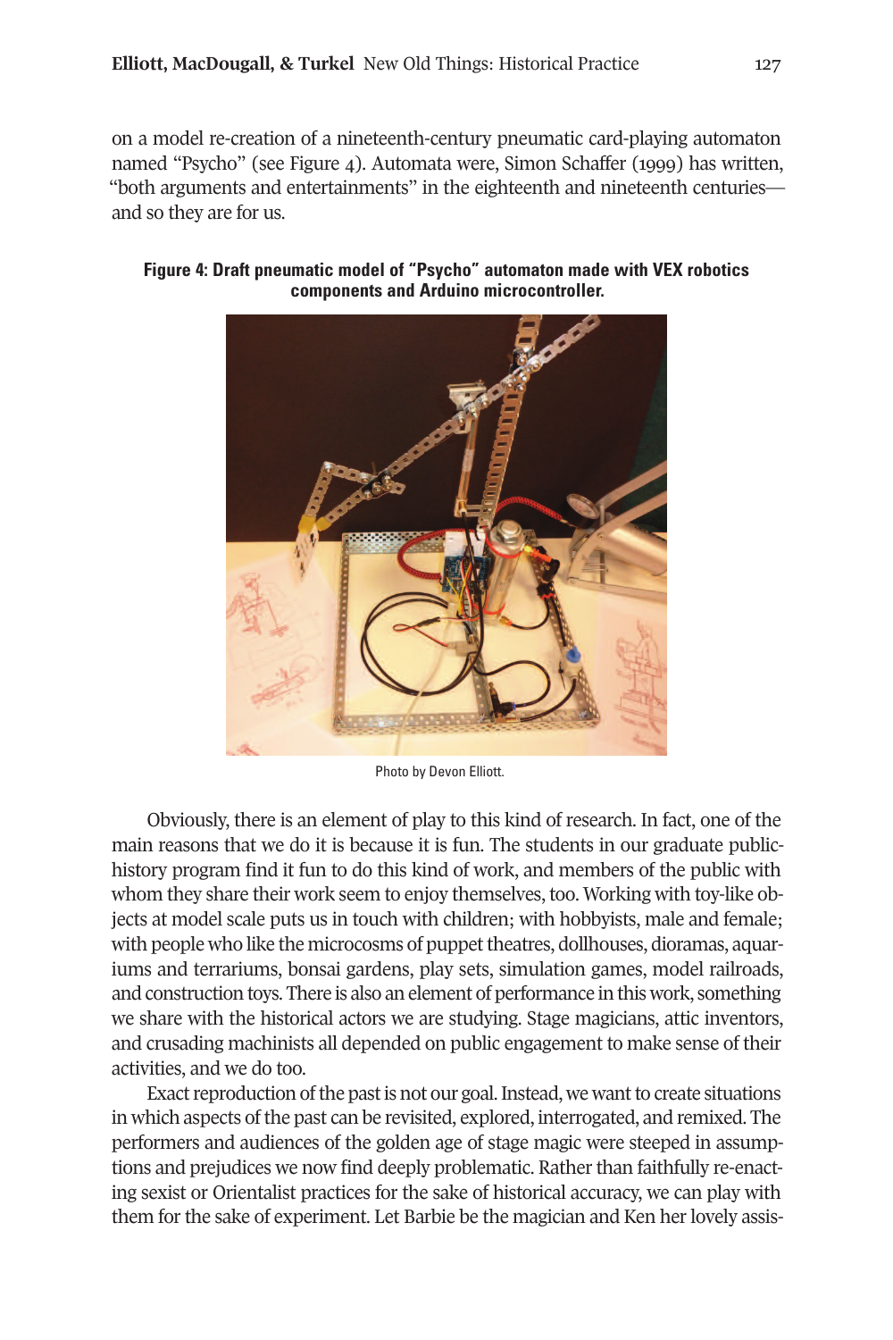on a model re-creation of a nineteenth-century pneumatic card-playing automaton named "Psycho" (see Figure 4). Automata were, Simon Schaffer (1999) has written, "both arguments and entertainments" in the eighteenth and nineteenth centuries—and so they are for us.

**Figure 4: Draft pneumatic model of "Psycho" automaton made with VEX robotics components and Arduino microcontroller.**

Photo by Devon Elliott.

Obviously, there is an element of play to this kind of research. In fact, one of the main reasons that we do it is because it is fun. The students in our graduate public-history program find it fun to do this kind of work, and members of the public with whom they share their work seem to enjoy themselves, too. Working with toy-like objects at model scale puts us in touch with children; with hobbyists, male and female; with people who like the microcosms of puppet theatres, dollhouses, dioramas, aquariums and terrariums, bonsai gardens, play sets, simulation games, model railroads, and construction toys. There is also an element of performance in this work, something we share with the historical actors we are studying. Stage magicians, attic inventors, and crusading machinists all depended on public engagement to make sense of their activities, and we do too.

Exact reproduction of the past is not our goal. Instead, we want to create situations in which aspects of the past can be revisited, explored, interrogated, and remixed. The performers and audiences of the golden age of stage magic were steeped in assumptions and prejudices we now find deeply problematic. Rather than faithfully re-enacting sexist or Orientalist practices for the sake of historical accuracy, we can play with them for the sake of experiment. Let Barbie be the magician and Ken her lovely assis-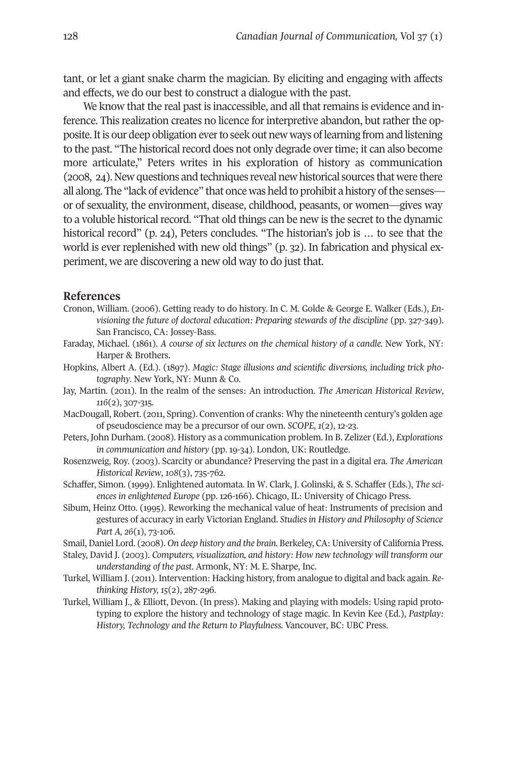tant, or let a giant snake charm the magician. By eliciting and engaging with affects and effects, we do our best to construct a dialogue with the past.

We know that the real past is inaccessible, and all that remains is evidence and inference. This realization creates no licence for interpretive abandon, but rather the opposite. It is our deep obligation ever to seek out new ways of learning from and listening to the past. "The historical record does not only degrade over time; it can also become more articulate," Peters writes in his exploration of history as communication (2008, 24). New questions and techniques reveal new historical sources that were there all along. The "lack of evidence" that once was held to prohibit a history of the senses—or of sexuality, the environment, disease, childhood, peasants, or women—gives way to a voluble historical record. "That old things can be new is the secret to the dynamic historical record" (p. 24), Peters concludes. "The historian's job is … to see that the world is ever replenished with new old things" (p. 32). In fabrication and physical experiment, we are discovering a new old way to do just that.

## References

Cronon, William. (2006). Getting ready to do history. In C. M. Golde & George E. Walker (Eds.), *Envisioning the future of doctoral education: Preparing stewards of the discipline* (pp. 327-349). San Francisco, CA: Jossey-Bass.

Faraday, Michael. (1861). *A course of six lectures on the chemical history of a candle.* New York, NY: Harper & Brothers.

Hopkins, Albert A. (Ed.). (1897). *Magic: Stage illusions and scientific diversions, including trick photography*. New York, NY: Munn & Co.

Jay, Martin. (2011). In the realm of the senses: An introduction. *The American Historical Review*, *116*(2), 307-315.

MacDougall, Robert. (2011, Spring). Convention of cranks: Why the nineteenth century's golden age of pseudoscience may be a precursor of our own. *SCOPE*, *1*(2), 12-23.

Peters, John Durham. (2008). History as a communication problem. In B. Zelizer (Ed.), *Explorations in communication and history* (pp. 19-34). London, UK: Routledge.

Rosenzweig, Roy. (2003). Scarcity or abundance? Preserving the past in a digital era. *The American Historical Review*, *108*(3), 735-762.

Schaffer, Simon. (1999). Enlightened automata. In W. Clark, J. Golinski, & S. Schaffer (Eds.), *The sciences in enlightened Europe* (pp. 126-166). Chicago, IL: University of Chicago Press.

Sibum, Heinz Otto. (1995). Reworking the mechanical value of heat: Instruments of precision and gestures of accuracy in early Victorian England. *Studies in History and Philosophy of Science Part A, 26*(1), 73-106.

Smail, Daniel Lord. (2008). *On deep history and the brain.* Berkeley, CA: University of California Press.

Staley, David J. (2003). *Computers, visualization, and history: How new technology will transform our understanding of the past*. Armonk, NY: M. E. Sharpe, Inc.

Turkel, William J. (2011). Intervention: Hacking history, from analogue to digital and back again. *Rethinking History, 15*(2), 287-296.

Turkel, William J., & Elliott, Devon. (In press). Making and playing with models: Using rapid prototyping to explore the history and technology of stage magic. In Kevin Kee (Ed.), *Pastplay: History, Technology and the Return to Playfulness.* Vancouver, BC: UBC Press.